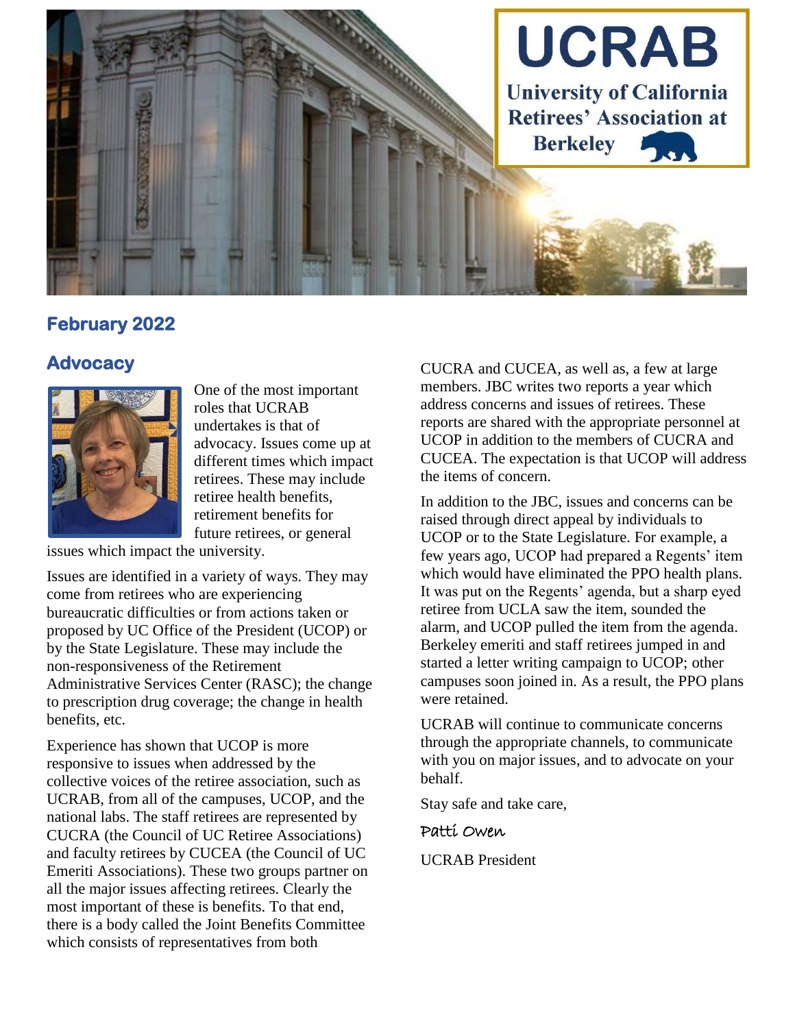# UCRAB

**University of California Retirees' Association at Berkeley**

## February 2022

## Advocacy

One of the most important roles that UCRAB undertakes is that of advocacy. Issues come up at different times which impact retirees. These may include retiree health benefits, retirement benefits for future retirees, or general issues which impact the university.

Issues are identified in a variety of ways. They may come from retirees who are experiencing bureaucratic difficulties or from actions taken or proposed by UC Office of the President (UCOP) or by the State Legislature. These may include the non-responsiveness of the Retirement Administrative Services Center (RASC); the change to prescription drug coverage; the change in health benefits, etc.

Experience has shown that UCOP is more responsive to issues when addressed by the collective voices of the retiree association, such as UCRAB, from all of the campuses, UCOP, and the national labs. The staff retirees are represented by CUCRA (the Council of UC Retiree Associations) and faculty retirees by CUCEA (the Council of UC Emeriti Associations). These two groups partner on all the major issues affecting retirees. Clearly the most important of these is benefits. To that end, there is a body called the Joint Benefits Committee which consists of representatives from both CUCRA and CUCEA, as well as, a few at large members. JBC writes two reports a year which address concerns and issues of retirees. These reports are shared with the appropriate personnel at UCOP in addition to the members of CUCRA and CUCEA. The expectation is that UCOP will address the items of concern.

In addition to the JBC, issues and concerns can be raised through direct appeal by individuals to UCOP or to the State Legislature. For example, a few years ago, UCOP had prepared a Regents' item which would have eliminated the PPO health plans. It was put on the Regents' agenda, but a sharp eyed retiree from UCLA saw the item, sounded the alarm, and UCOP pulled the item from the agenda. Berkeley emeriti and staff retirees jumped in and started a letter writing campaign to UCOP; other campuses soon joined in. As a result, the PPO plans were retained.

UCRAB will continue to communicate concerns through the appropriate channels, to communicate with you on major issues, and to advocate on your behalf.

Stay safe and take care,

Patti Owen

UCRAB President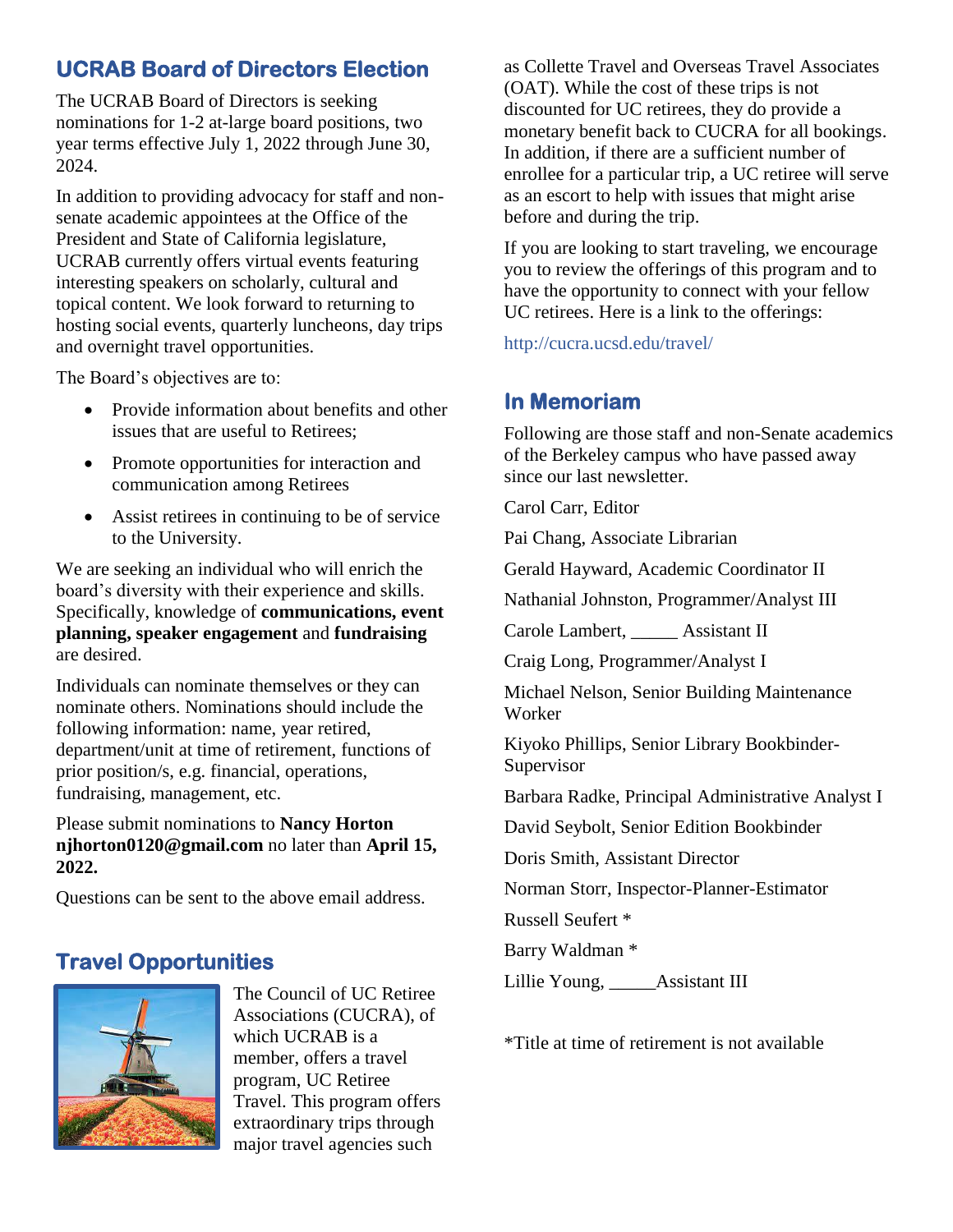## UCRAB Board of Directors Election

The UCRAB Board of Directors is seeking nominations for 1-2 at-large board positions, two year terms effective July 1, 2022 through June 30, 2024.

In addition to providing advocacy for staff and non-senate academic appointees at the Office of the President and State of California legislature, UCRAB currently offers virtual events featuring interesting speakers on scholarly, cultural and topical content. We look forward to returning to hosting social events, quarterly luncheons, day trips and overnight travel opportunities.

The Board's objectives are to:

- Provide information about benefits and other issues that are useful to Retirees;
- Promote opportunities for interaction and communication among Retirees
- Assist retirees in continuing to be of service to the University.

We are seeking an individual who will enrich the board's diversity with their experience and skills. Specifically, knowledge of **communications, event planning, speaker engagement** and **fundraising** are desired.

Individuals can nominate themselves or they can nominate others. Nominations should include the following information: name, year retired, department/unit at time of retirement, functions of prior position/s, e.g. financial, operations, fundraising, management, etc.

Please submit nominations to **Nancy Horton njhorton0120@gmail.com** no later than **April 15, 2022.**

Questions can be sent to the above email address.

## Travel Opportunities

The Council of UC Retiree Associations (CUCRA), of which UCRAB is a member, offers a travel program, UC Retiree Travel. This program offers extraordinary trips through major travel agencies such as Collette Travel and Overseas Travel Associates (OAT). While the cost of these trips is not discounted for UC retirees, they do provide a monetary benefit back to CUCRA for all bookings. In addition, if there are a sufficient number of enrollee for a particular trip, a UC retiree will serve as an escort to help with issues that might arise before and during the trip.

If you are looking to start traveling, we encourage you to review the offerings of this program and to have the opportunity to connect with your fellow UC retirees. Here is a link to the offerings:

http://cucra.ucsd.edu/travel/

## In Memoriam

Following are those staff and non-Senate academics of the Berkeley campus who have passed away since our last newsletter.

Carol Carr, Editor

Pai Chang, Associate Librarian

Gerald Hayward, Academic Coordinator II

Nathanial Johnston, Programmer/Analyst III

Carole Lambert, _____ Assistant II

Craig Long, Programmer/Analyst I

Michael Nelson, Senior Building Maintenance Worker

Kiyoko Phillips, Senior Library Bookbinder-Supervisor

Barbara Radke, Principal Administrative Analyst I

David Seybolt, Senior Edition Bookbinder

Doris Smith, Assistant Director

Norman Storr, Inspector-Planner-Estimator

Russell Seufert *

Barry Waldman *

Lillie Young, _____Assistant III

*Title at time of retirement is not available